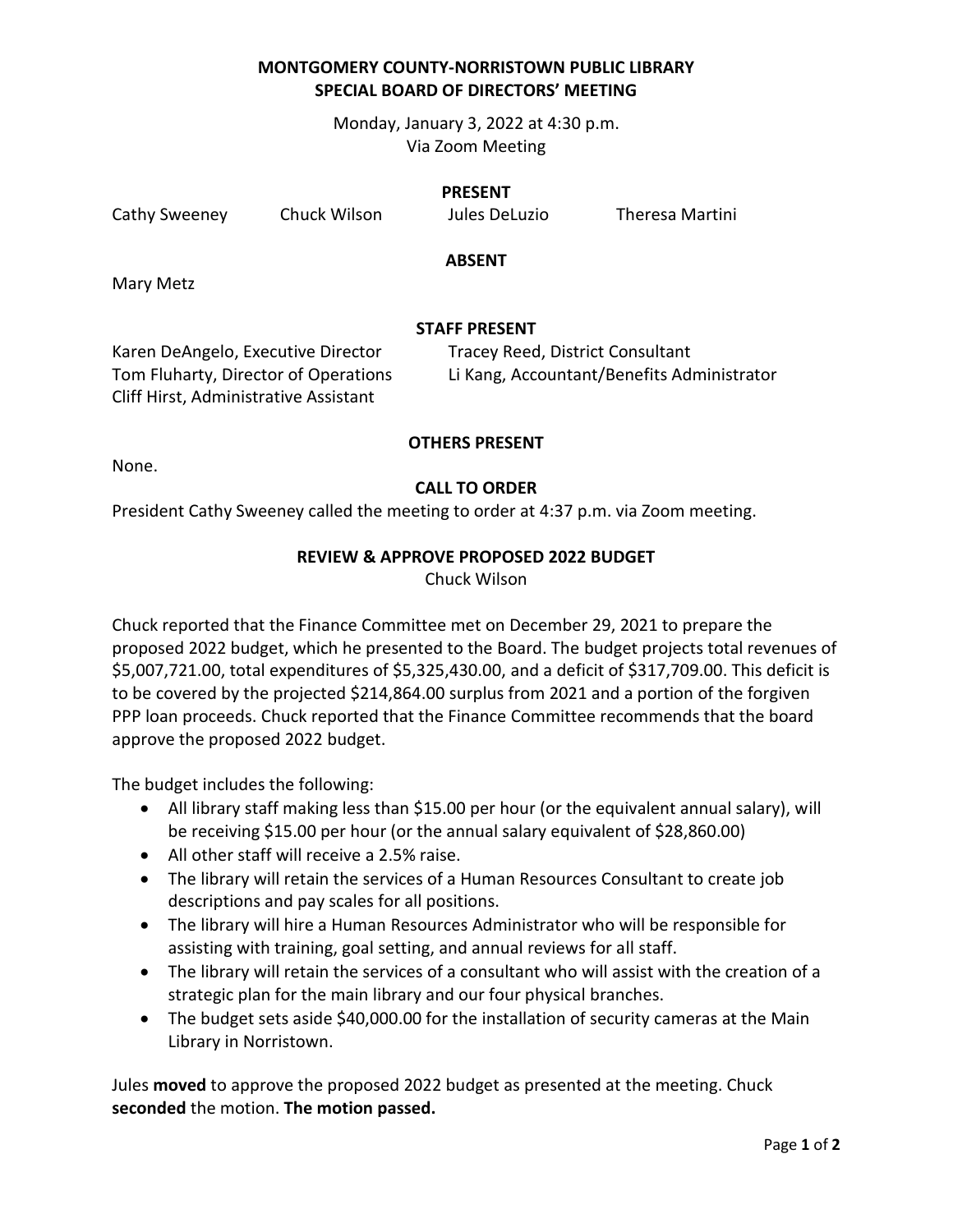# MONTGOMERY COUNTY-NORRISTOWN PUBLIC LIBRARY
# SPECIAL BOARD OF DIRECTORS' MEETING

Monday, January 3, 2022 at 4:30 p.m.
Via Zoom Meeting

## PRESENT

Cathy Sweeney    Chuck Wilson    Jules DeLuzio    Theresa Martini

## ABSENT

Mary Metz

## STAFF PRESENT

Karen DeAngelo, Executive Director
Tom Fluharty, Director of Operations
Cliff Hirst, Administrative Assistant
Tracey Reed, District Consultant
Li Kang, Accountant/Benefits Administrator

## OTHERS PRESENT

None.

## CALL TO ORDER

President Cathy Sweeney called the meeting to order at 4:37 p.m. via Zoom meeting.

## REVIEW & APPROVE PROPOSED 2022 BUDGET

Chuck Wilson

Chuck reported that the Finance Committee met on December 29, 2021 to prepare the proposed 2022 budget, which he presented to the Board. The budget projects total revenues of $5,007,721.00, total expenditures of $5,325,430.00, and a deficit of $317,709.00. This deficit is to be covered by the projected $214,864.00 surplus from 2021 and a portion of the forgiven PPP loan proceeds. Chuck reported that the Finance Committee recommends that the board approve the proposed 2022 budget.

The budget includes the following:

- All library staff making less than $15.00 per hour (or the equivalent annual salary), will be receiving $15.00 per hour (or the annual salary equivalent of $28,860.00)
- All other staff will receive a 2.5% raise.
- The library will retain the services of a Human Resources Consultant to create job descriptions and pay scales for all positions.
- The library will hire a Human Resources Administrator who will be responsible for assisting with training, goal setting, and annual reviews for all staff.
- The library will retain the services of a consultant who will assist with the creation of a strategic plan for the main library and our four physical branches.
- The budget sets aside $40,000.00 for the installation of security cameras at the Main Library in Norristown.

Jules **moved** to approve the proposed 2022 budget as presented at the meeting. Chuck **seconded** the motion. **The motion passed.**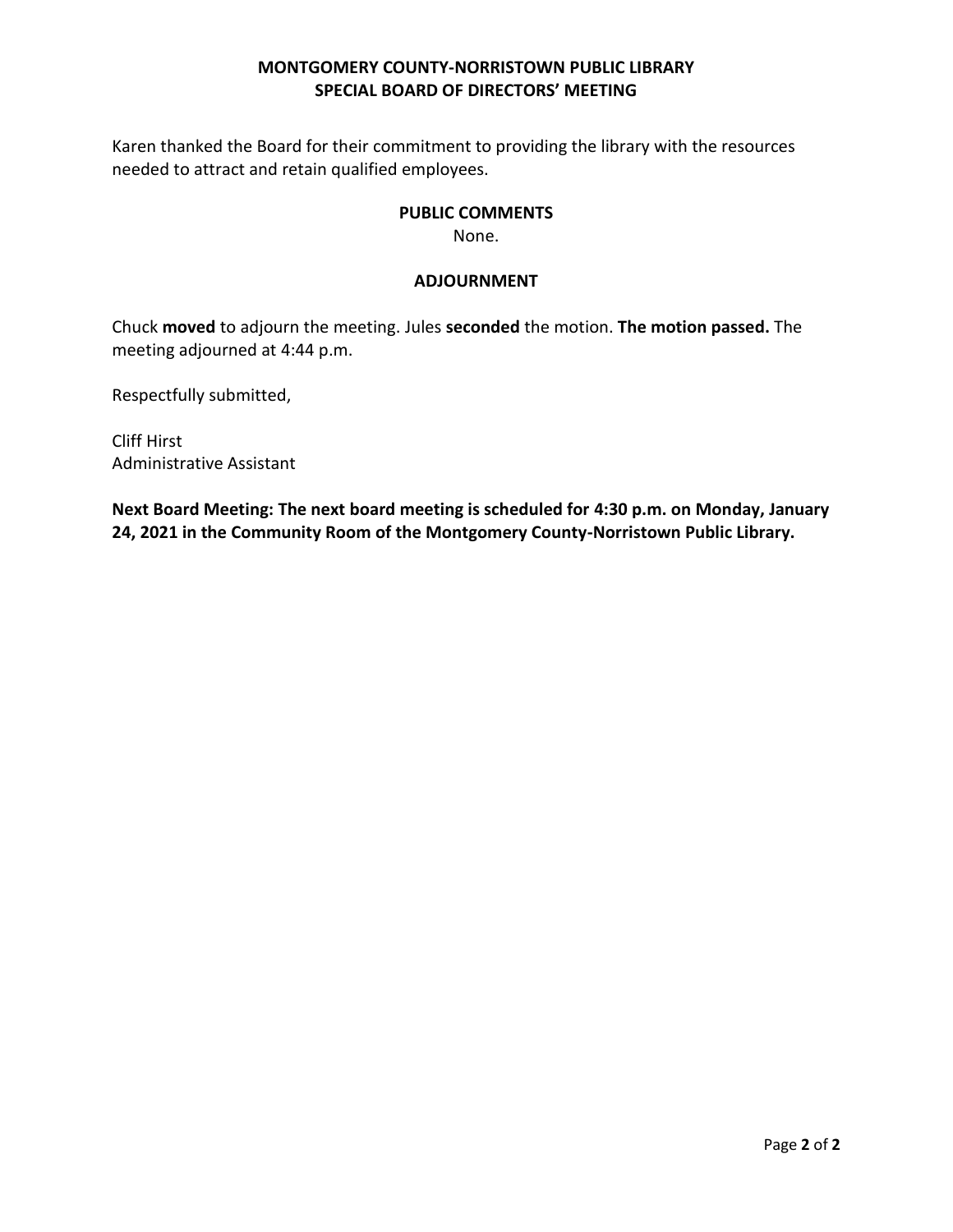Karen thanked the Board for their commitment to providing the library with the resources needed to attract and retain qualified employees.

## PUBLIC COMMENTS

None.

## ADJOURNMENT

Chuck **moved** to adjourn the meeting. Jules **seconded** the motion. **The motion passed.** The meeting adjourned at 4:44 p.m.

Respectfully submitted,

Cliff Hirst
Administrative Assistant

**Next Board Meeting: The next board meeting is scheduled for 4:30 p.m. on Monday, January 24, 2021 in the Community Room of the Montgomery County-Norristown Public Library.**